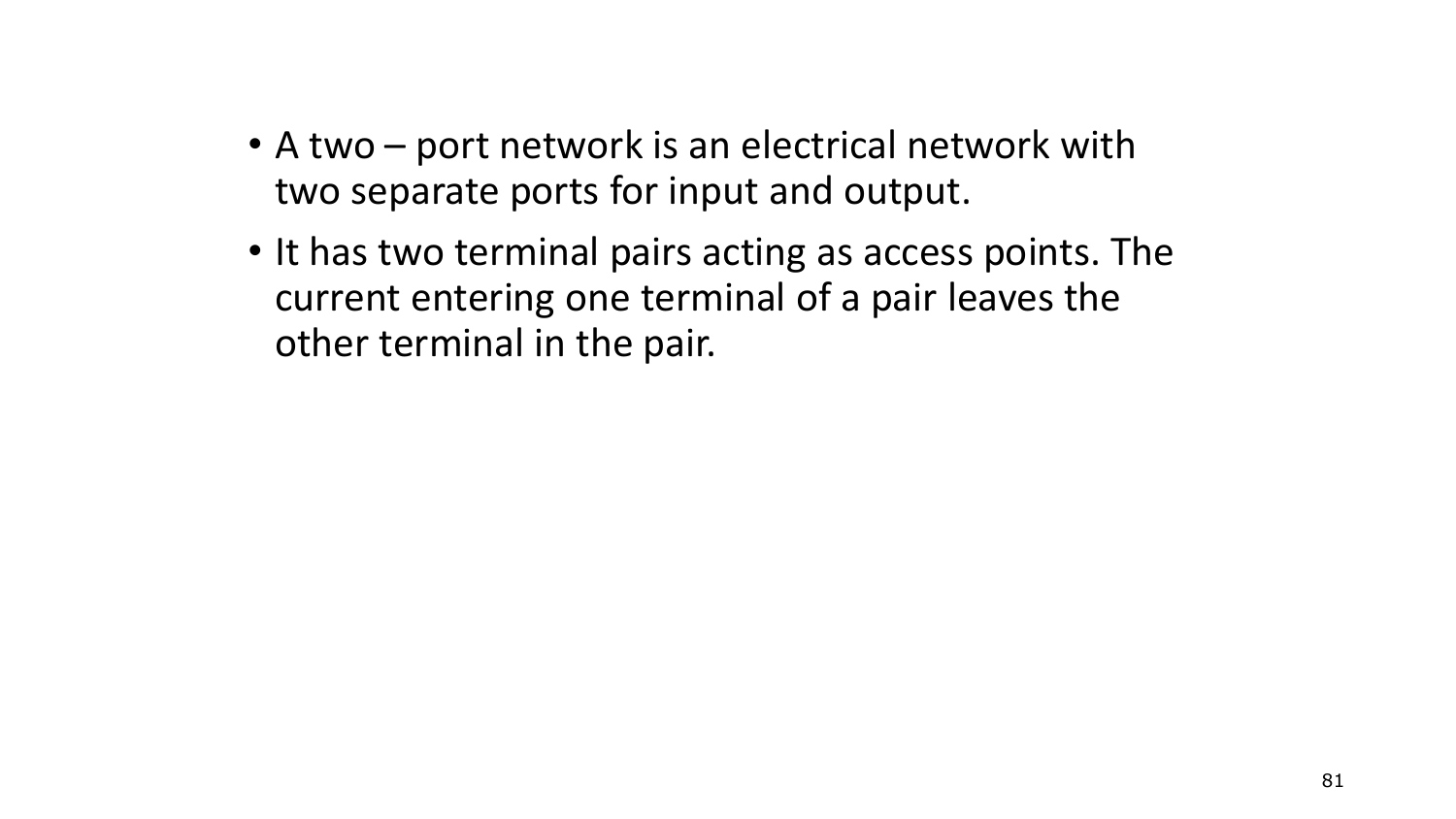- A two – port network is an electrical network with two separate ports for input and output.
- It has two terminal pairs acting as access points. The current entering one terminal of a pair leaves the other terminal in the pair.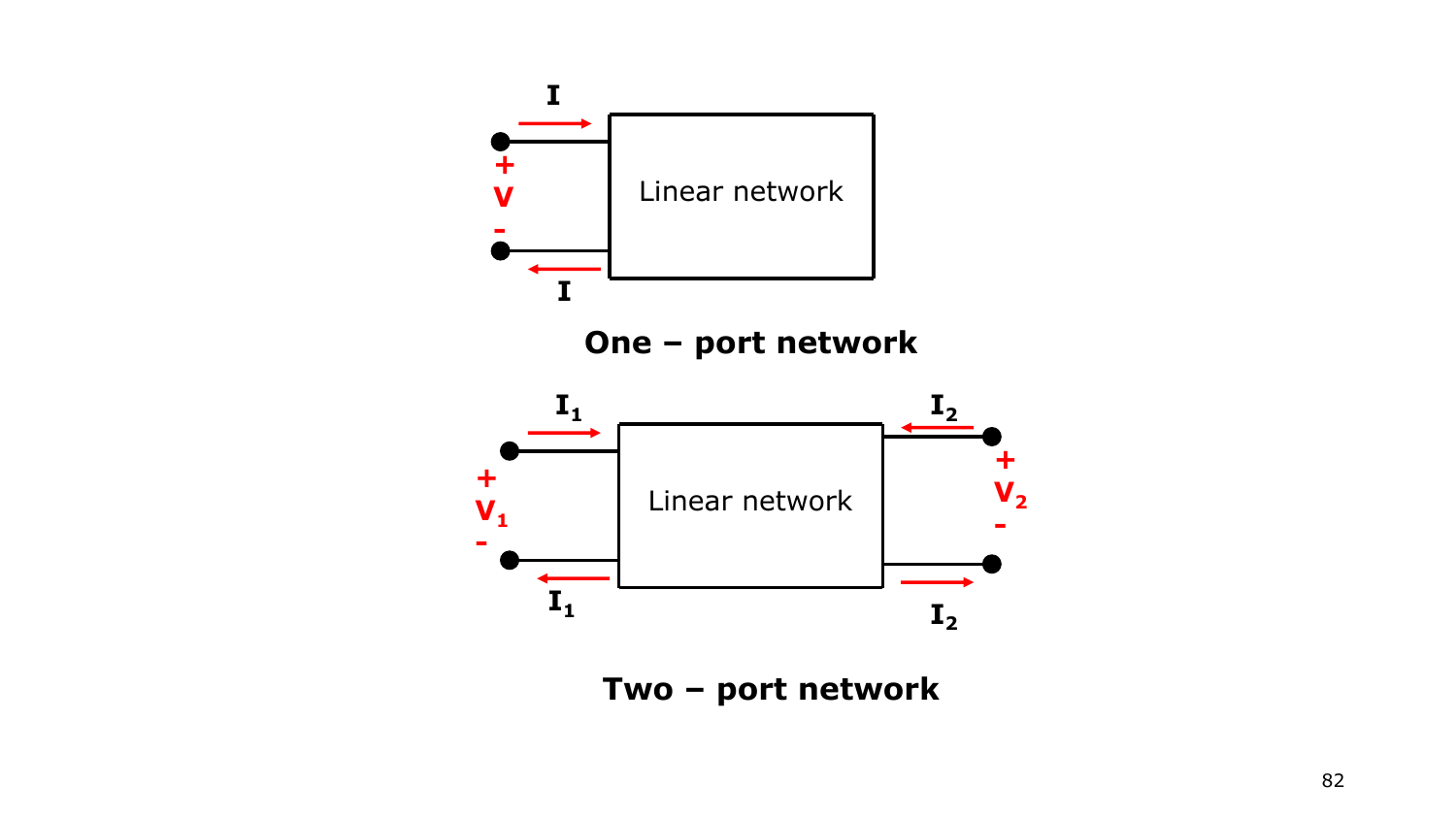$I$

$+$
$V$
$-$

Linear network

$I$

**One – port network**

$I_1$ $I_2$

$+$
$V_1$
$-$

Linear network

$+$
$V_2$
$-$

$I_1$ $I_2$

**Two – port network**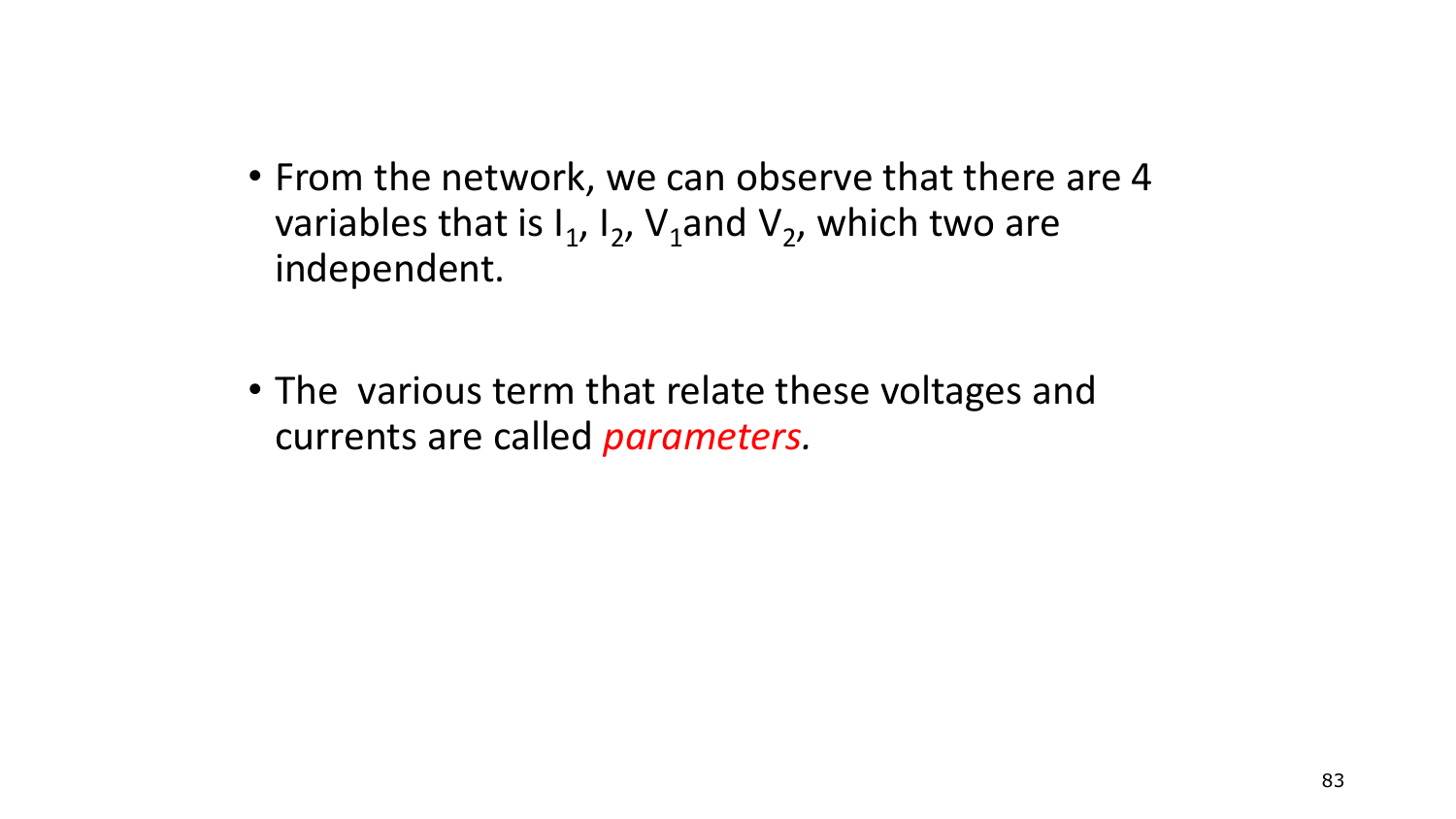- From the network, we can observe that there are 4 variables that is $I_1$, $I_2$, $V_1$and $V_2$, which two are independent.

- The  various term that relate these voltages and currents are called *parameters.*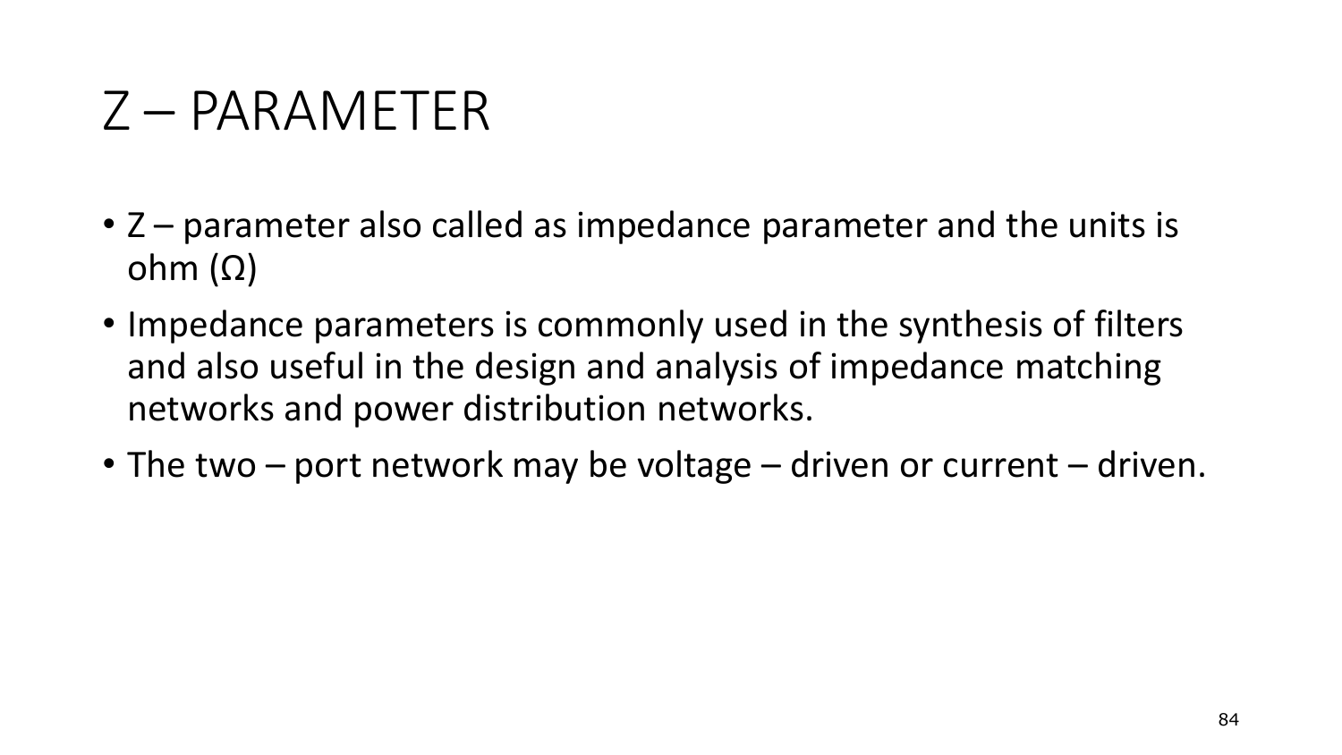# Z – PARAMETER

- Z – parameter also called as impedance parameter and the units is ohm (Ω)
- Impedance parameters is commonly used in the synthesis of filters and also useful in the design and analysis of impedance matching networks and power distribution networks.
- The two – port network may be voltage – driven or current – driven.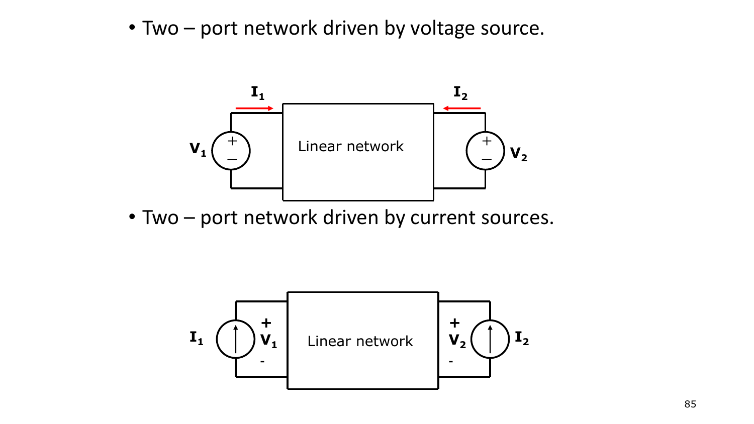- Two – port network driven by voltage source.

- Two – port network driven by current sources.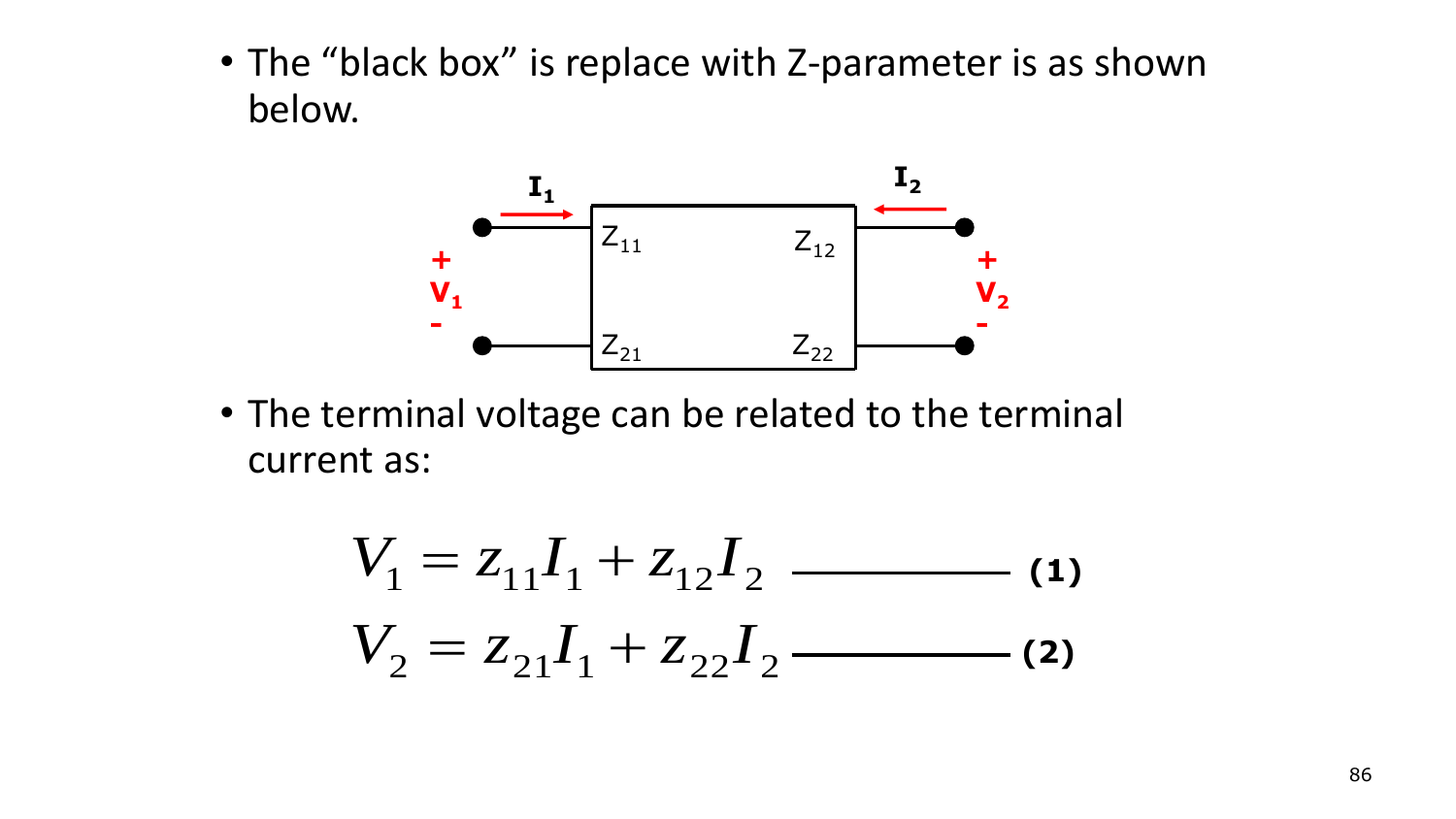- The "black box" is replace with Z-parameter is as shown below.

- The terminal voltage can be related to the terminal current as:

$$V_1 = z_{11}I_1 + z_{12}I_2 \quad \text{(1)}$$

$$V_2 = z_{21}I_1 + z_{22}I_2 \quad \text{(2)}$$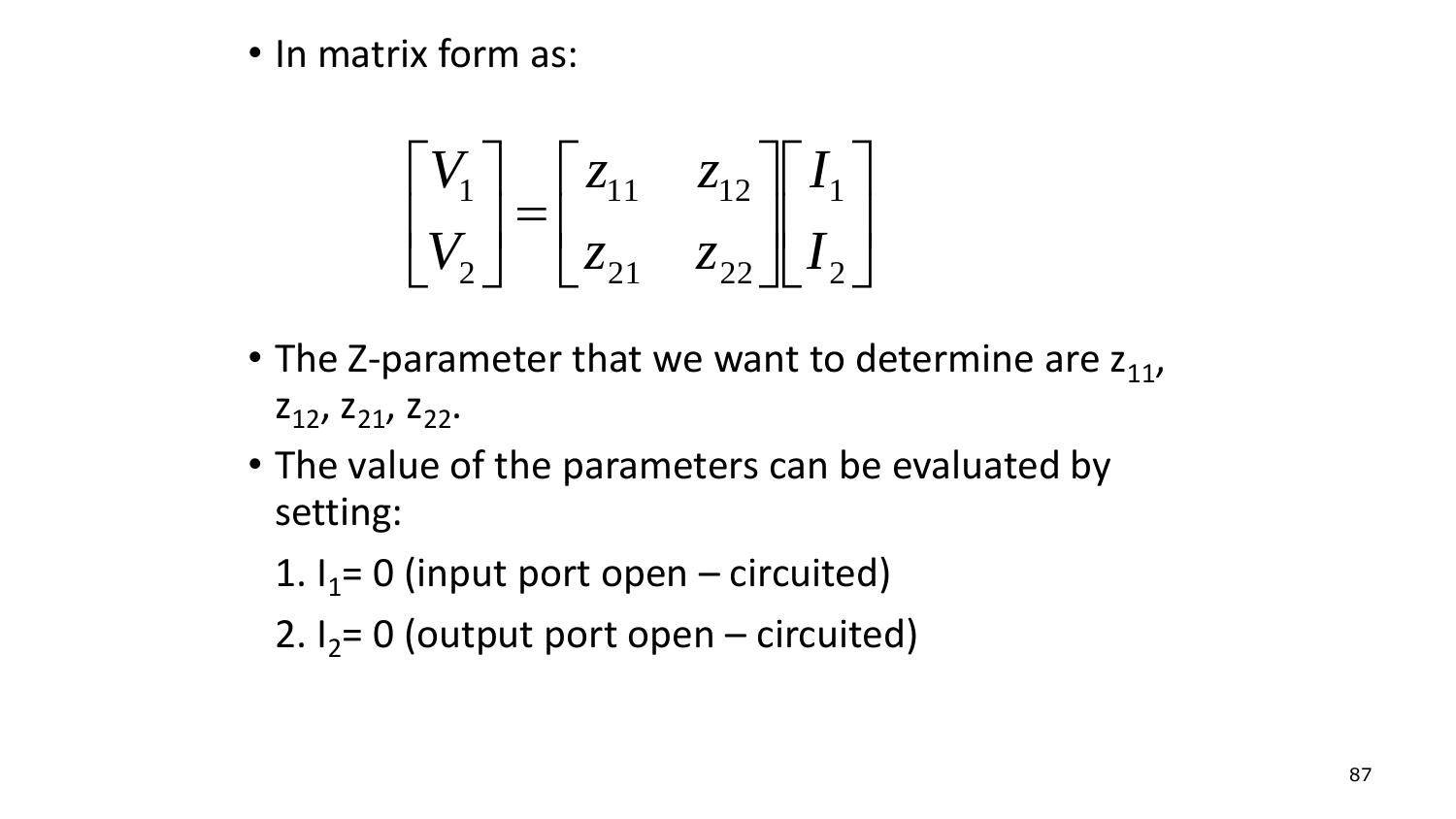- In matrix form as:

$$\begin{bmatrix} V_1 \\ V_2 \end{bmatrix} = \begin{bmatrix} z_{11} & z_{12} \\ z_{21} & z_{22} \end{bmatrix} \begin{bmatrix} I_1 \\ I_2 \end{bmatrix}$$

- The Z-parameter that we want to determine are $z_{11}$, $z_{12}$, $z_{21}$, $z_{22}$.
- The value of the parameters can be evaluated by setting:

  1. $I_1 = 0$ (input port open – circuited)

  2. $I_2 = 0$ (output port open – circuited)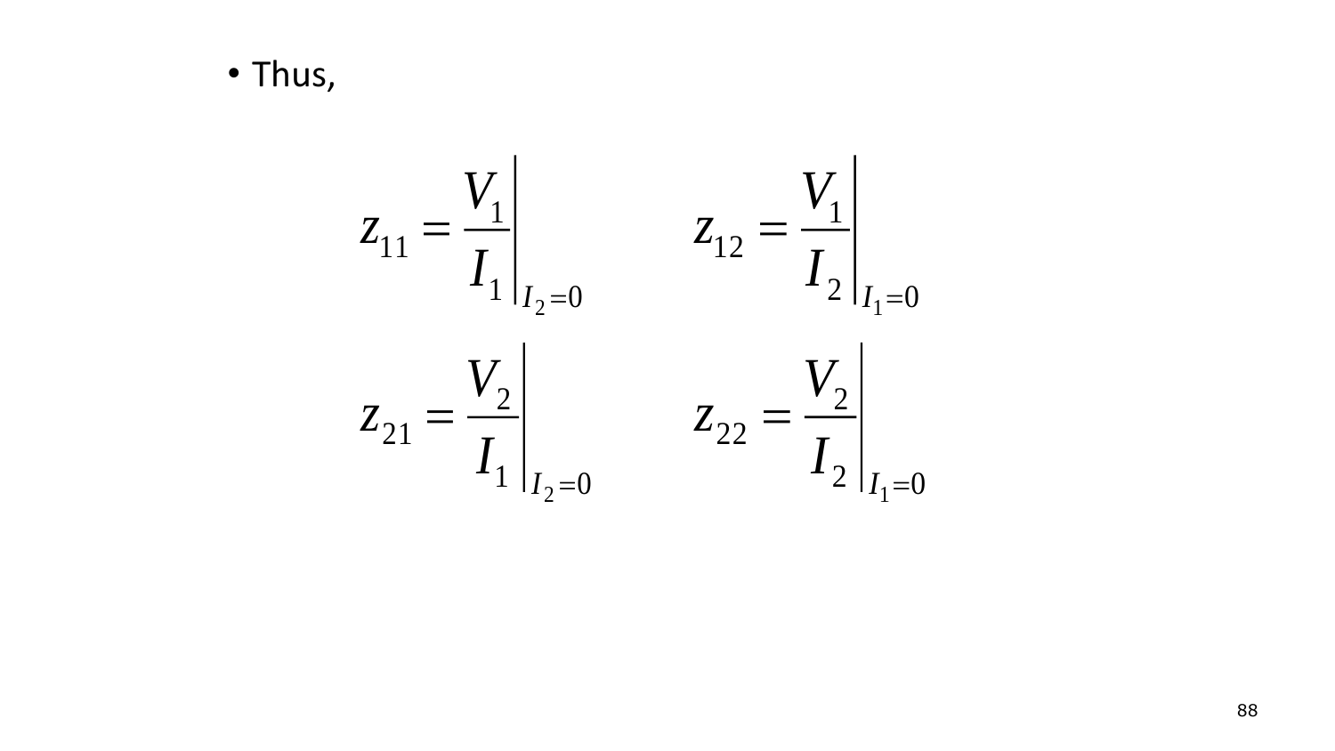- Thus,

$$z_{11} = \left.\frac{V_1}{I_1}\right|_{I_2=0} \qquad z_{12} = \left.\frac{V_1}{I_2}\right|_{I_1=0}$$

$$z_{21} = \left.\frac{V_2}{I_1}\right|_{I_2=0} \qquad z_{22} = \left.\frac{V_2}{I_2}\right|_{I_1=0}$$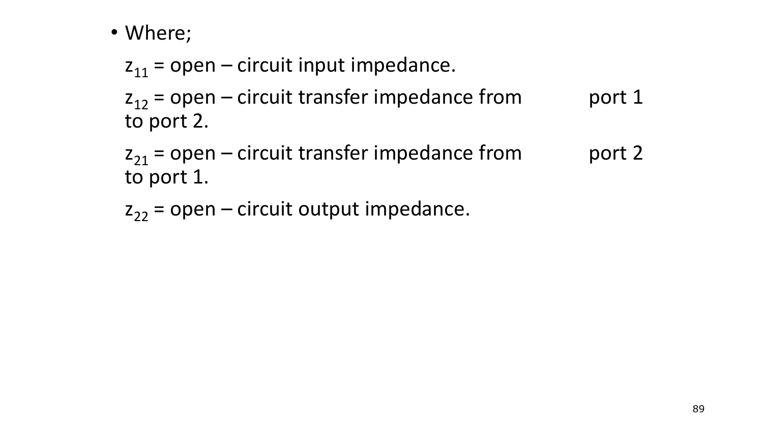- Where;

  $z_{11}$ = open – circuit input impedance.

  $z_{12}$ = open – circuit transfer impedance from port 1 to port 2.

  $z_{21}$ = open – circuit transfer impedance from port 2 to port 1.

  $z_{22}$ = open – circuit output impedance.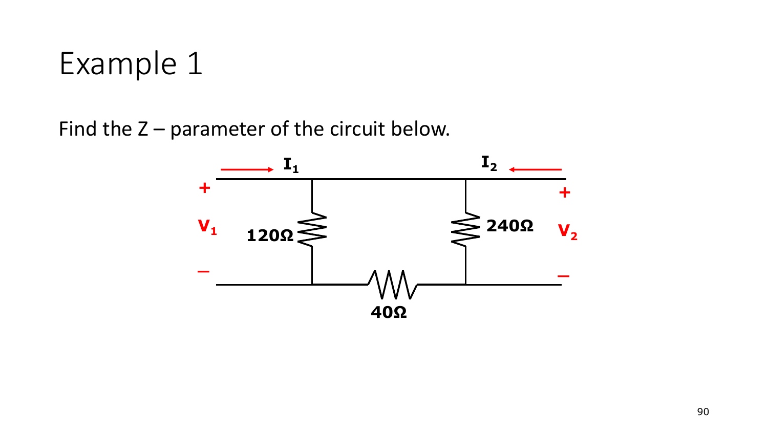# Example 1

Find the Z – parameter of the circuit below.

$I_1$

$I_2$

+

+

$V_1$

120Ω

240Ω

$V_2$

–

–

40Ω